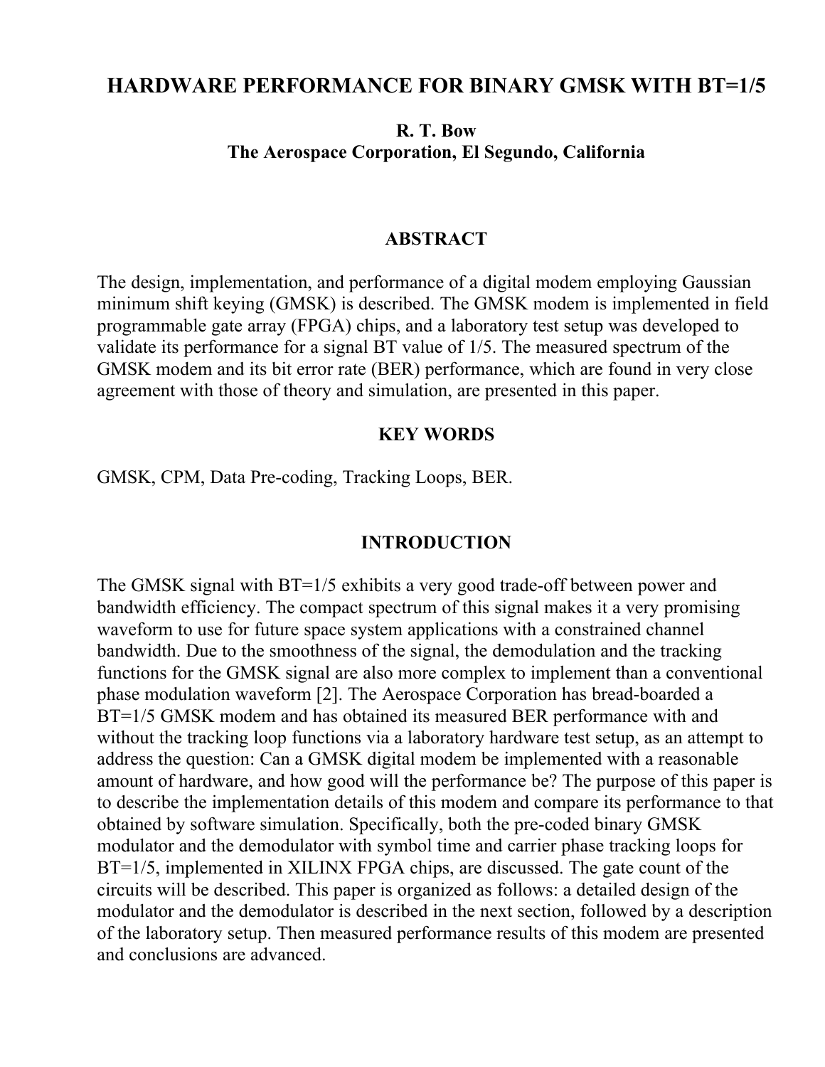# HARDWARE PERFORMANCE FOR BINARY GMSK WITH BT=1/5

**R. T. Bow**
**The Aerospace Corporation, El Segundo, California**

## ABSTRACT

The design, implementation, and performance of a digital modem employing Gaussian minimum shift keying (GMSK) is described. The GMSK modem is implemented in field programmable gate array (FPGA) chips, and a laboratory test setup was developed to validate its performance for a signal BT value of 1/5. The measured spectrum of the GMSK modem and its bit error rate (BER) performance, which are found in very close agreement with those of theory and simulation, are presented in this paper.

## KEY WORDS

GMSK, CPM, Data Pre-coding, Tracking Loops, BER.

## INTRODUCTION

The GMSK signal with BT=1/5 exhibits a very good trade-off between power and bandwidth efficiency. The compact spectrum of this signal makes it a very promising waveform to use for future space system applications with a constrained channel bandwidth. Due to the smoothness of the signal, the demodulation and the tracking functions for the GMSK signal are also more complex to implement than a conventional phase modulation waveform [2]. The Aerospace Corporation has bread-boarded a BT=1/5 GMSK modem and has obtained its measured BER performance with and without the tracking loop functions via a laboratory hardware test setup, as an attempt to address the question: Can a GMSK digital modem be implemented with a reasonable amount of hardware, and how good will the performance be? The purpose of this paper is to describe the implementation details of this modem and compare its performance to that obtained by software simulation. Specifically, both the pre-coded binary GMSK modulator and the demodulator with symbol time and carrier phase tracking loops for BT=1/5, implemented in XILINX FPGA chips, are discussed. The gate count of the circuits will be described. This paper is organized as follows: a detailed design of the modulator and the demodulator is described in the next section, followed by a description of the laboratory setup. Then measured performance results of this modem are presented and conclusions are advanced.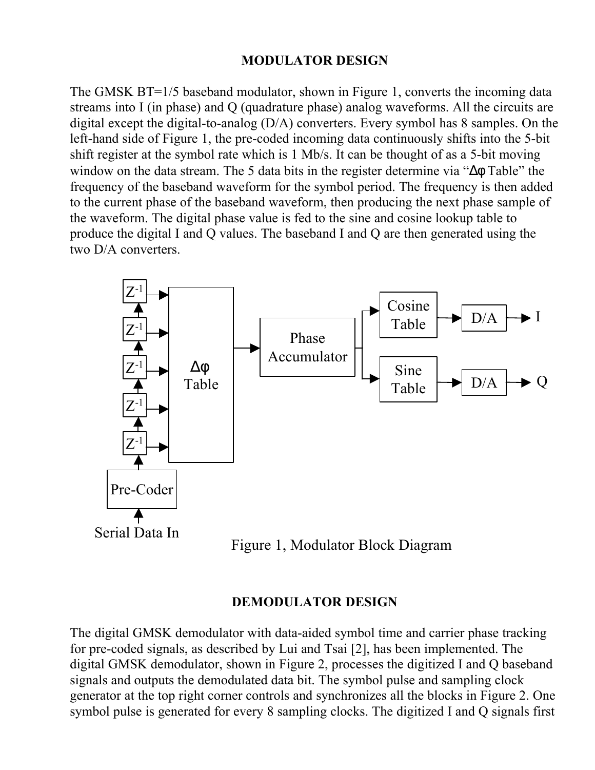## MODULATOR DESIGN

The GMSK BT=1/5 baseband modulator, shown in Figure 1, converts the incoming data streams into I (in phase) and Q (quadrature phase) analog waveforms. All the circuits are digital except the digital-to-analog (D/A) converters. Every symbol has 8 samples. On the left-hand side of Figure 1, the pre-coded incoming data continuously shifts into the 5-bit shift register at the symbol rate which is 1 Mb/s. It can be thought of as a 5-bit moving window on the data stream. The 5 data bits in the register determine via "Δφ Table" the frequency of the baseband waveform for the symbol period. The frequency is then added to the current phase of the baseband waveform, then producing the next phase sample of the waveform. The digital phase value is fed to the sine and cosine lookup table to produce the digital I and Q values. The baseband I and Q are then generated using the two D/A converters.

Figure 1, Modulator Block Diagram

## DEMODULATOR DESIGN

The digital GMSK demodulator with data-aided symbol time and carrier phase tracking for pre-coded signals, as described by Lui and Tsai [2], has been implemented. The digital GMSK demodulator, shown in Figure 2, processes the digitized I and Q baseband signals and outputs the demodulated data bit. The symbol pulse and sampling clock generator at the top right corner controls and synchronizes all the blocks in Figure 2. One symbol pulse is generated for every 8 sampling clocks. The digitized I and Q signals first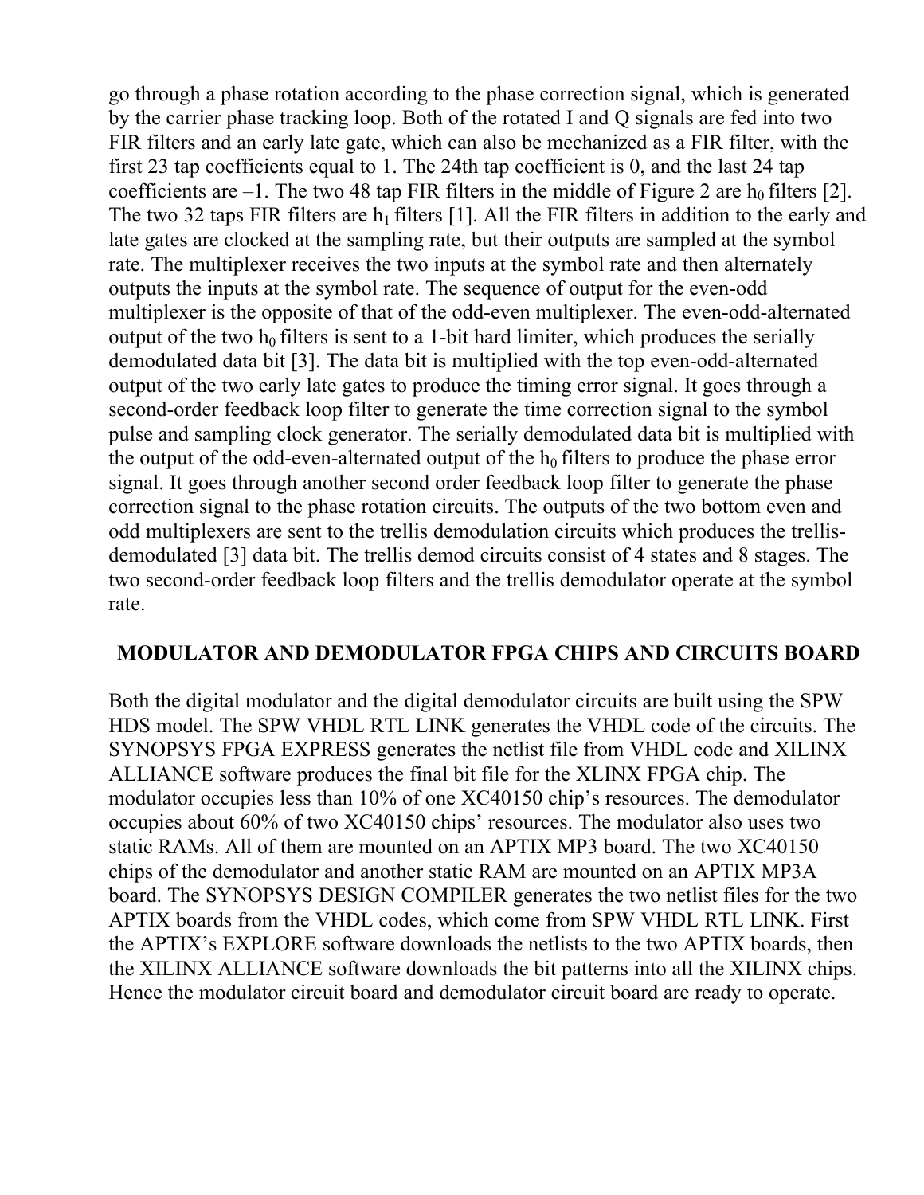go through a phase rotation according to the phase correction signal, which is generated by the carrier phase tracking loop. Both of the rotated I and Q signals are fed into two FIR filters and an early late gate, which can also be mechanized as a FIR filter, with the first 23 tap coefficients equal to 1. The 24th tap coefficient is 0, and the last 24 tap coefficients are –1. The two 48 tap FIR filters in the middle of Figure 2 are $h_0$ filters [2]. The two 32 taps FIR filters are $h_1$ filters [1]. All the FIR filters in addition to the early and late gates are clocked at the sampling rate, but their outputs are sampled at the symbol rate. The multiplexer receives the two inputs at the symbol rate and then alternately outputs the inputs at the symbol rate. The sequence of output for the even-odd multiplexer is the opposite of that of the odd-even multiplexer. The even-odd-alternated output of the two $h_0$ filters is sent to a 1-bit hard limiter, which produces the serially demodulated data bit [3]. The data bit is multiplied with the top even-odd-alternated output of the two early late gates to produce the timing error signal. It goes through a second-order feedback loop filter to generate the time correction signal to the symbol pulse and sampling clock generator. The serially demodulated data bit is multiplied with the output of the odd-even-alternated output of the $h_0$ filters to produce the phase error signal. It goes through another second order feedback loop filter to generate the phase correction signal to the phase rotation circuits. The outputs of the two bottom even and odd multiplexers are sent to the trellis demodulation circuits which produces the trellis-demodulated [3] data bit. The trellis demod circuits consist of 4 states and 8 stages. The two second-order feedback loop filters and the trellis demodulator operate at the symbol rate.

## MODULATOR AND DEMODULATOR FPGA CHIPS AND CIRCUITS BOARD

Both the digital modulator and the digital demodulator circuits are built using the SPW HDS model. The SPW VHDL RTL LINK generates the VHDL code of the circuits. The SYNOPSYS FPGA EXPRESS generates the netlist file from VHDL code and XILINX ALLIANCE software produces the final bit file for the XLINX FPGA chip. The modulator occupies less than 10% of one XC40150 chip's resources. The demodulator occupies about 60% of two XC40150 chips' resources. The modulator also uses two static RAMs. All of them are mounted on an APTIX MP3 board. The two XC40150 chips of the demodulator and another static RAM are mounted on an APTIX MP3A board. The SYNOPSYS DESIGN COMPILER generates the two netlist files for the two APTIX boards from the VHDL codes, which come from SPW VHDL RTL LINK. First the APTIX's EXPLORE software downloads the netlists to the two APTIX boards, then the XILINX ALLIANCE software downloads the bit patterns into all the XILINX chips. Hence the modulator circuit board and demodulator circuit board are ready to operate.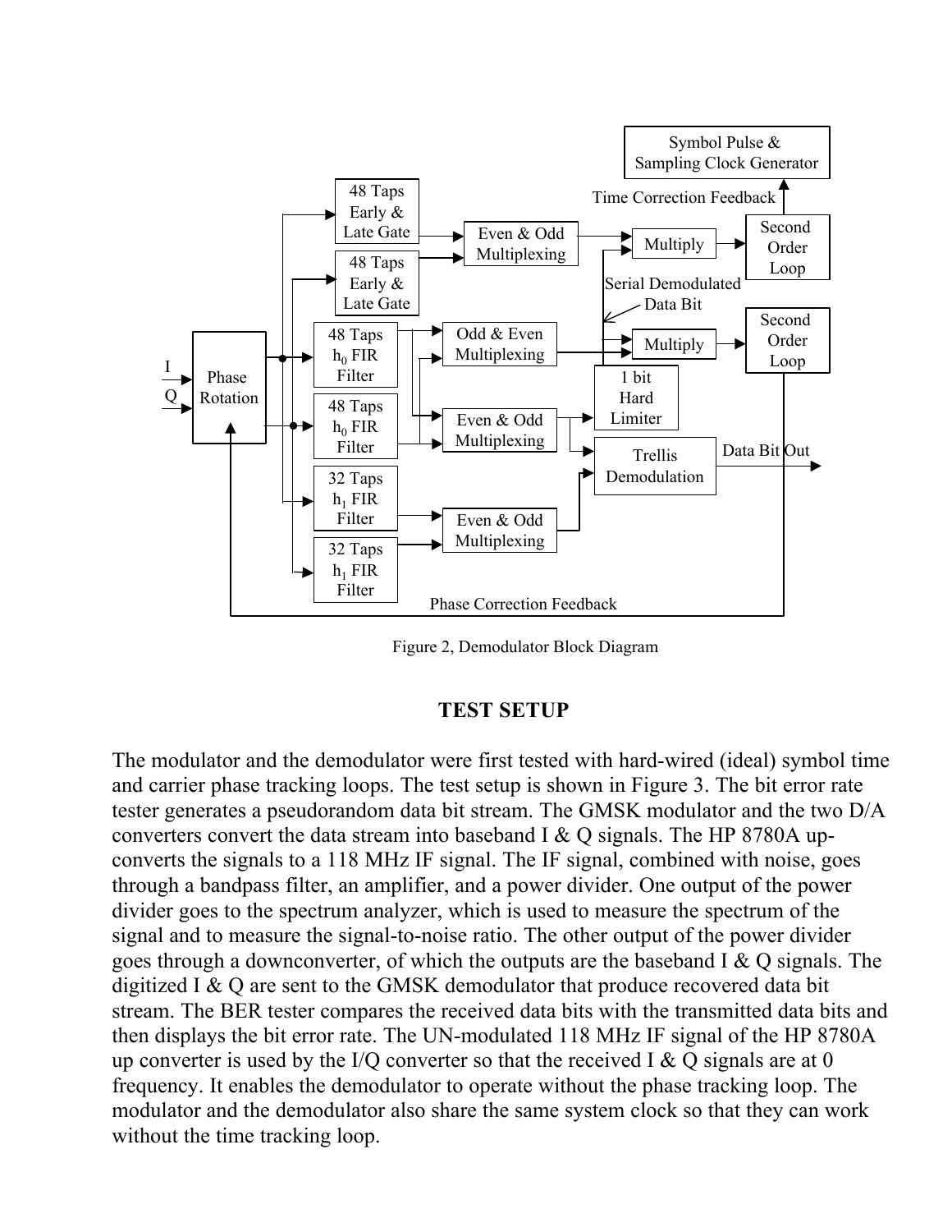Figure 2, Demodulator Block Diagram

## TEST SETUP

The modulator and the demodulator were first tested with hard-wired (ideal) symbol time and carrier phase tracking loops. The test setup is shown in Figure 3. The bit error rate tester generates a pseudorandom data bit stream. The GMSK modulator and the two D/A converters convert the data stream into baseband I & Q signals. The HP 8780A up-converts the signals to a 118 MHz IF signal. The IF signal, combined with noise, goes through a bandpass filter, an amplifier, and a power divider. One output of the power divider goes to the spectrum analyzer, which is used to measure the spectrum of the signal and to measure the signal-to-noise ratio. The other output of the power divider goes through a downconverter, of which the outputs are the baseband I & Q signals. The digitized I & Q are sent to the GMSK demodulator that produce recovered data bit stream. The BER tester compares the received data bits with the transmitted data bits and then displays the bit error rate. The UN-modulated 118 MHz IF signal of the HP 8780A up converter is used by the I/Q converter so that the received I & Q signals are at 0 frequency. It enables the demodulator to operate without the phase tracking loop. The modulator and the demodulator also share the same system clock so that they can work without the time tracking loop.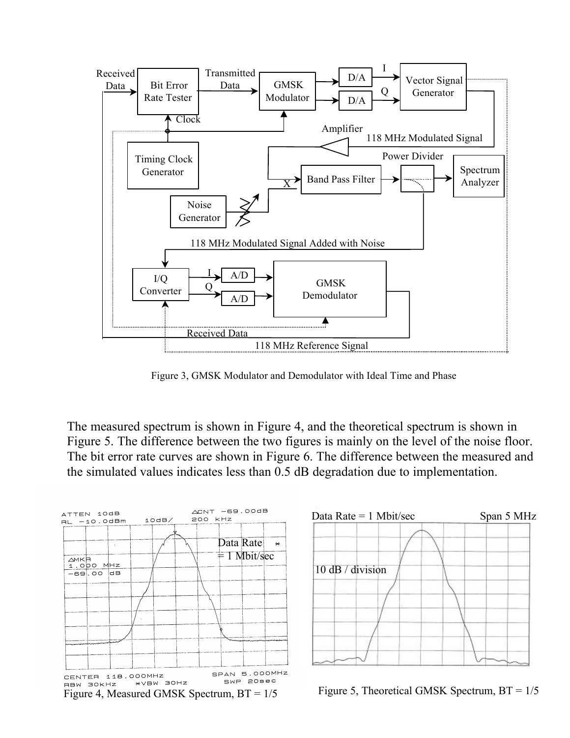Figure 3, GMSK Modulator and Demodulator with Ideal Time and Phase

The measured spectrum is shown in Figure 4, and the theoretical spectrum is shown in Figure 5. The difference between the two figures is mainly on the level of the noise floor. The bit error rate curves are shown in Figure 6. The difference between the measured and the simulated values indicates less than 0.5 dB degradation due to implementation.

Figure 4, Measured GMSK Spectrum, BT = 1/5

Figure 5, Theoretical GMSK Spectrum, BT = 1/5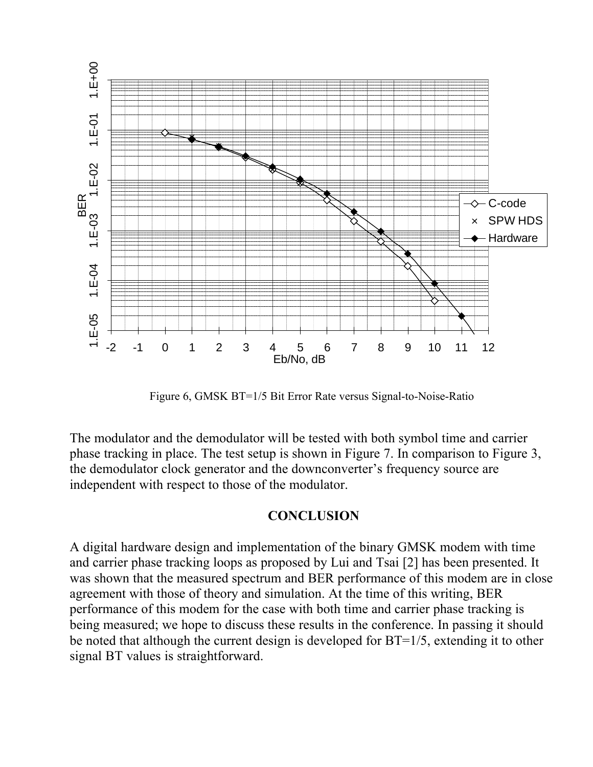Figure 6, GMSK BT=1/5 Bit Error Rate versus Signal-to-Noise-Ratio

The modulator and the demodulator will be tested with both symbol time and carrier phase tracking in place. The test setup is shown in Figure 7. In comparison to Figure 3, the demodulator clock generator and the downconverter's frequency source are independent with respect to those of the modulator.

## CONCLUSION

A digital hardware design and implementation of the binary GMSK modem with time and carrier phase tracking loops as proposed by Lui and Tsai [2] has been presented. It was shown that the measured spectrum and BER performance of this modem are in close agreement with those of theory and simulation. At the time of this writing, BER performance of this modem for the case with both time and carrier phase tracking is being measured; we hope to discuss these results in the conference. In passing it should be noted that although the current design is developed for BT=1/5, extending it to other signal BT values is straightforward.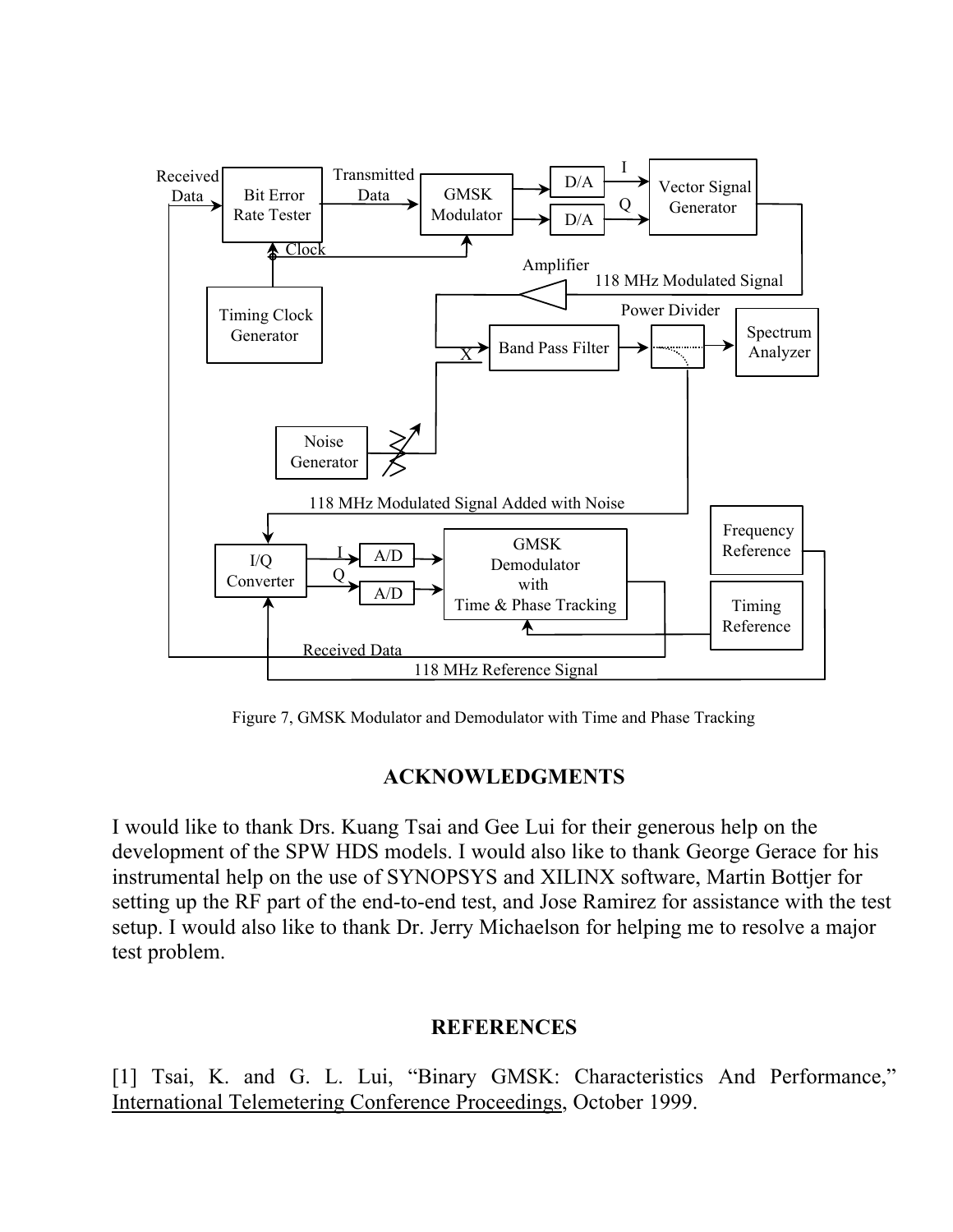Figure 7, GMSK Modulator and Demodulator with Time and Phase Tracking

## ACKNOWLEDGMENTS

I would like to thank Drs. Kuang Tsai and Gee Lui for their generous help on the development of the SPW HDS models. I would also like to thank George Gerace for his instrumental help on the use of SYNOPSYS and XILINX software, Martin Bottjer for setting up the RF part of the end-to-end test, and Jose Ramirez for assistance with the test setup. I would also like to thank Dr. Jerry Michaelson for helping me to resolve a major test problem.

## REFERENCES

[1] Tsai, K. and G. L. Lui, "Binary GMSK: Characteristics And Performance," International Telemetering Conference Proceedings, October 1999.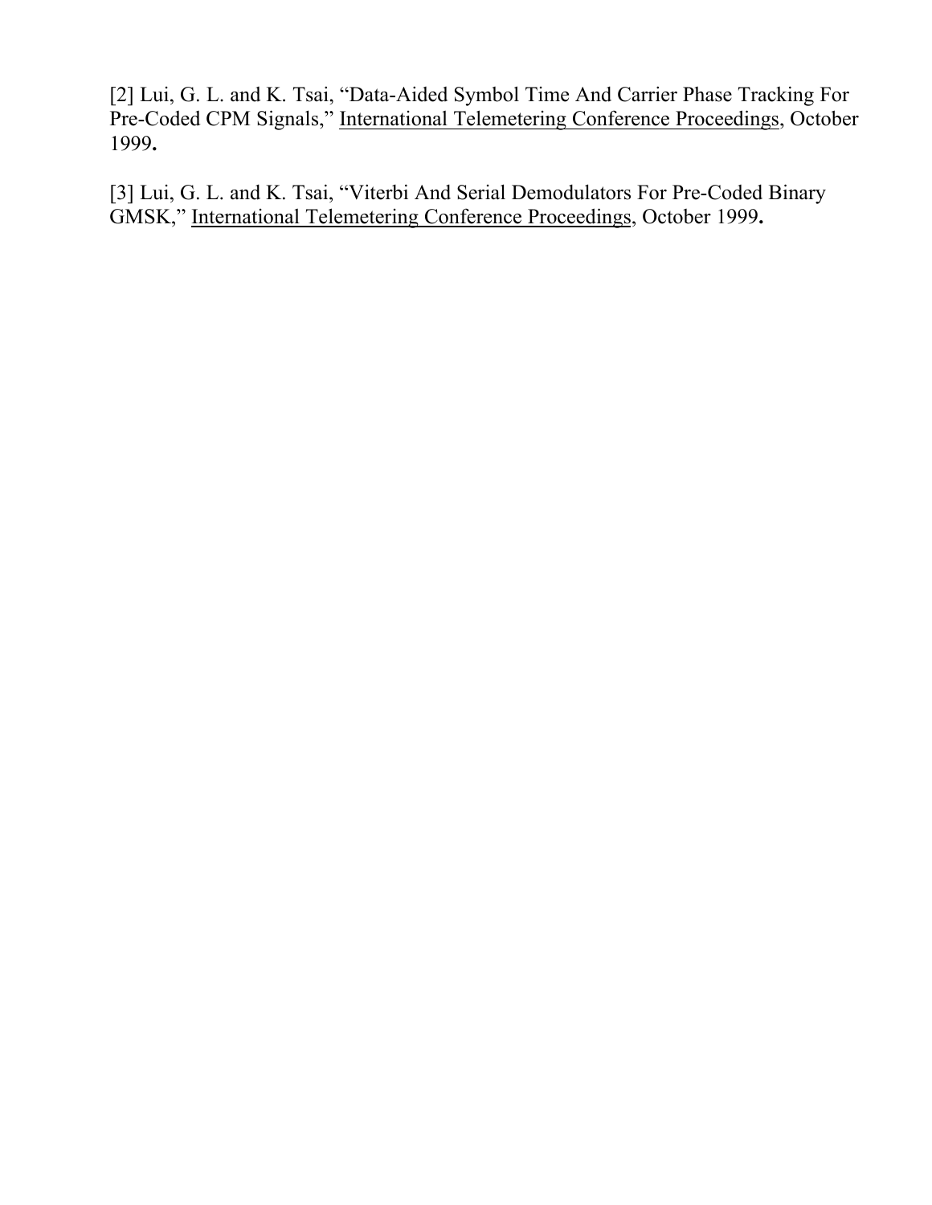[2] Lui, G. L. and K. Tsai, “Data-Aided Symbol Time And Carrier Phase Tracking For Pre-Coded CPM Signals,” International Telemetering Conference Proceedings, October 1999**.**

[3] Lui, G. L. and K. Tsai, “Viterbi And Serial Demodulators For Pre-Coded Binary GMSK,” International Telemetering Conference Proceedings, October 1999**.**